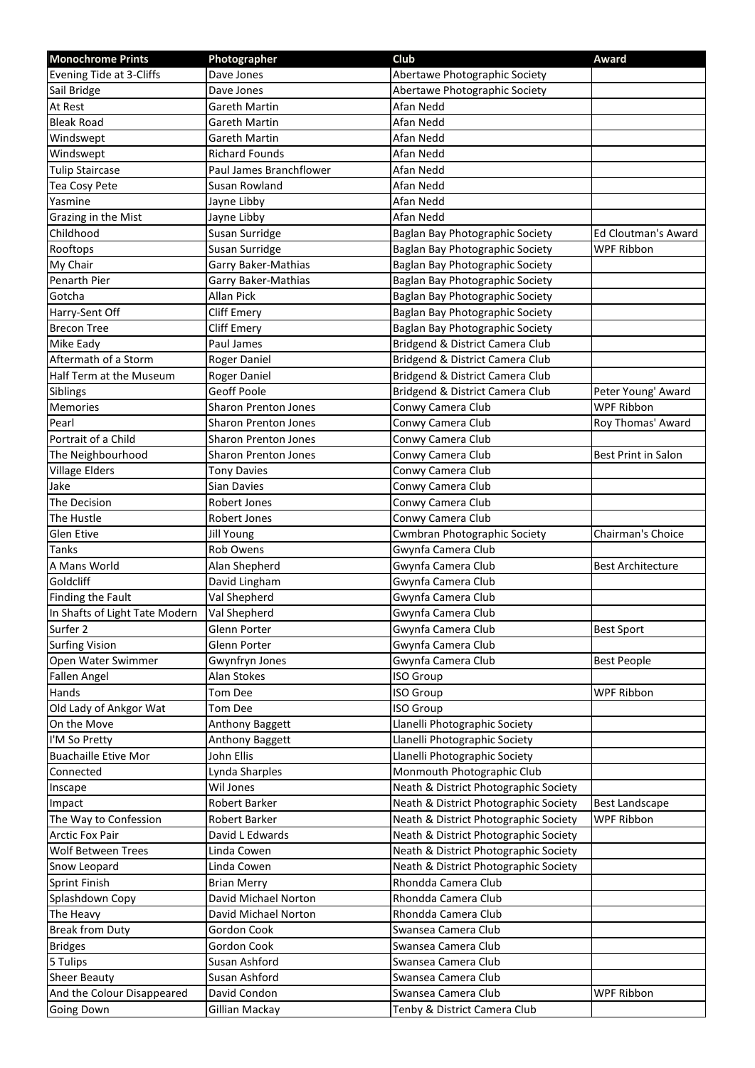| Monochrome Prints | Photographer | Club | Award |
|---|---|---|---|
| Evening Tide at 3-Cliffs | Dave Jones | Abertawe Photographic Society | |
| Sail Bridge | Dave Jones | Abertawe Photographic Society | |
| At Rest | Gareth Martin | Afan Nedd | |
| Bleak Road | Gareth Martin | Afan Nedd | |
| Windswept | Gareth Martin | Afan Nedd | |
| Windswept | Richard Founds | Afan Nedd | |
| Tulip Staircase | Paul James Branchflower | Afan Nedd | |
| Tea Cosy Pete | Susan Rowland | Afan Nedd | |
| Yasmine | Jayne Libby | Afan Nedd | |
| Grazing in the Mist | Jayne Libby | Afan Nedd | |
| Childhood | Susan Surridge | Baglan Bay Photographic Society | Ed Cloutman's Award |
| Rooftops | Susan Surridge | Baglan Bay Photographic Society | WPF Ribbon |
| My Chair | Garry Baker-Mathias | Baglan Bay Photographic Society | |
| Penarth Pier | Garry Baker-Mathias | Baglan Bay Photographic Society | |
| Gotcha | Allan Pick | Baglan Bay Photographic Society | |
| Harry-Sent Off | Cliff Emery | Baglan Bay Photographic Society | |
| Brecon Tree | Cliff Emery | Baglan Bay Photographic Society | |
| Mike Eady | Paul James | Bridgend & District Camera Club | |
| Aftermath of a Storm | Roger Daniel | Bridgend & District Camera Club | |
| Half Term at the Museum | Roger Daniel | Bridgend & District Camera Club | |
| Siblings | Geoff Poole | Bridgend & District Camera Club | Peter Young' Award |
| Memories | Sharon Prenton Jones | Conwy Camera Club | WPF Ribbon |
| Pearl | Sharon Prenton Jones | Conwy Camera Club | Roy Thomas' Award |
| Portrait of a Child | Sharon Prenton Jones | Conwy Camera Club | |
| The Neighbourhood | Sharon Prenton Jones | Conwy Camera Club | Best Print in Salon |
| Village Elders | Tony Davies | Conwy Camera Club | |
| Jake | Sian Davies | Conwy Camera Club | |
| The Decision | Robert Jones | Conwy Camera Club | |
| The Hustle | Robert Jones | Conwy Camera Club | |
| Glen Etive | Jill Young | Cwmbran Photographic Society | Chairman's Choice |
| Tanks | Rob Owens | Gwynfa Camera Club | |
| A Mans World | Alan Shepherd | Gwynfa Camera Club | Best Architecture |
| Goldcliff | David Lingham | Gwynfa Camera Club | |
| Finding the Fault | Val Shepherd | Gwynfa Camera Club | |
| In Shafts of Light Tate Modern | Val Shepherd | Gwynfa Camera Club | |
| Surfer 2 | Glenn Porter | Gwynfa Camera Club | Best Sport |
| Surfing Vision | Glenn Porter | Gwynfa Camera Club | |
| Open Water Swimmer | Gwynfryn Jones | Gwynfa Camera Club | Best People |
| Fallen Angel | Alan Stokes | ISO Group | |
| Hands | Tom Dee | ISO Group | WPF Ribbon |
| Old Lady of Ankgor Wat | Tom Dee | ISO Group | |
| On the Move | Anthony Baggett | Llanelli Photographic Society | |
| I'M So Pretty | Anthony Baggett | Llanelli Photographic Society | |
| Buachaille Etive Mor | John Ellis | Llanelli Photographic Society | |
| Connected | Lynda Sharples | Monmouth Photographic Club | |
| Inscape | Wil Jones | Neath & District Photographic Society | |
| Impact | Robert Barker | Neath & District Photographic Society | Best Landscape |
| The Way to Confession | Robert Barker | Neath & District Photographic Society | WPF Ribbon |
| Arctic Fox Pair | David L Edwards | Neath & District Photographic Society | |
| Wolf Between Trees | Linda Cowen | Neath & District Photographic Society | |
| Snow Leopard | Linda Cowen | Neath & District Photographic Society | |
| Sprint Finish | Brian Merry | Rhondda Camera Club | |
| Splashdown Copy | David Michael Norton | Rhondda Camera Club | |
| The Heavy | David Michael Norton | Rhondda Camera Club | |
| Break from Duty | Gordon Cook | Swansea Camera Club | |
| Bridges | Gordon Cook | Swansea Camera Club | |
| 5 Tulips | Susan Ashford | Swansea Camera Club | |
| Sheer Beauty | Susan Ashford | Swansea Camera Club | |
| And the Colour Disappeared | David Condon | Swansea Camera Club | WPF Ribbon |
| Going Down | Gillian Mackay | Tenby & District Camera Club | |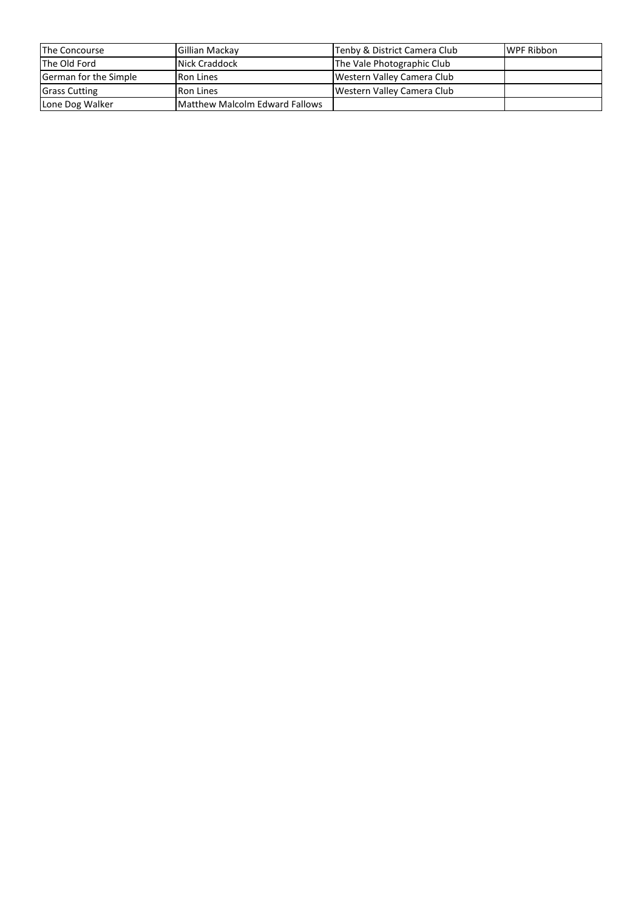| | | | |
|---|---|---|---|
| The Concourse | Gillian Mackay | Tenby & District Camera Club | WPF Ribbon |
| The Old Ford | Nick Craddock | The Vale Photographic Club | |
| German for the Simple | Ron Lines | Western Valley Camera Club | |
| Grass Cutting | Ron Lines | Western Valley Camera Club | |
| Lone Dog Walker | Matthew Malcolm Edward Fallows | | |